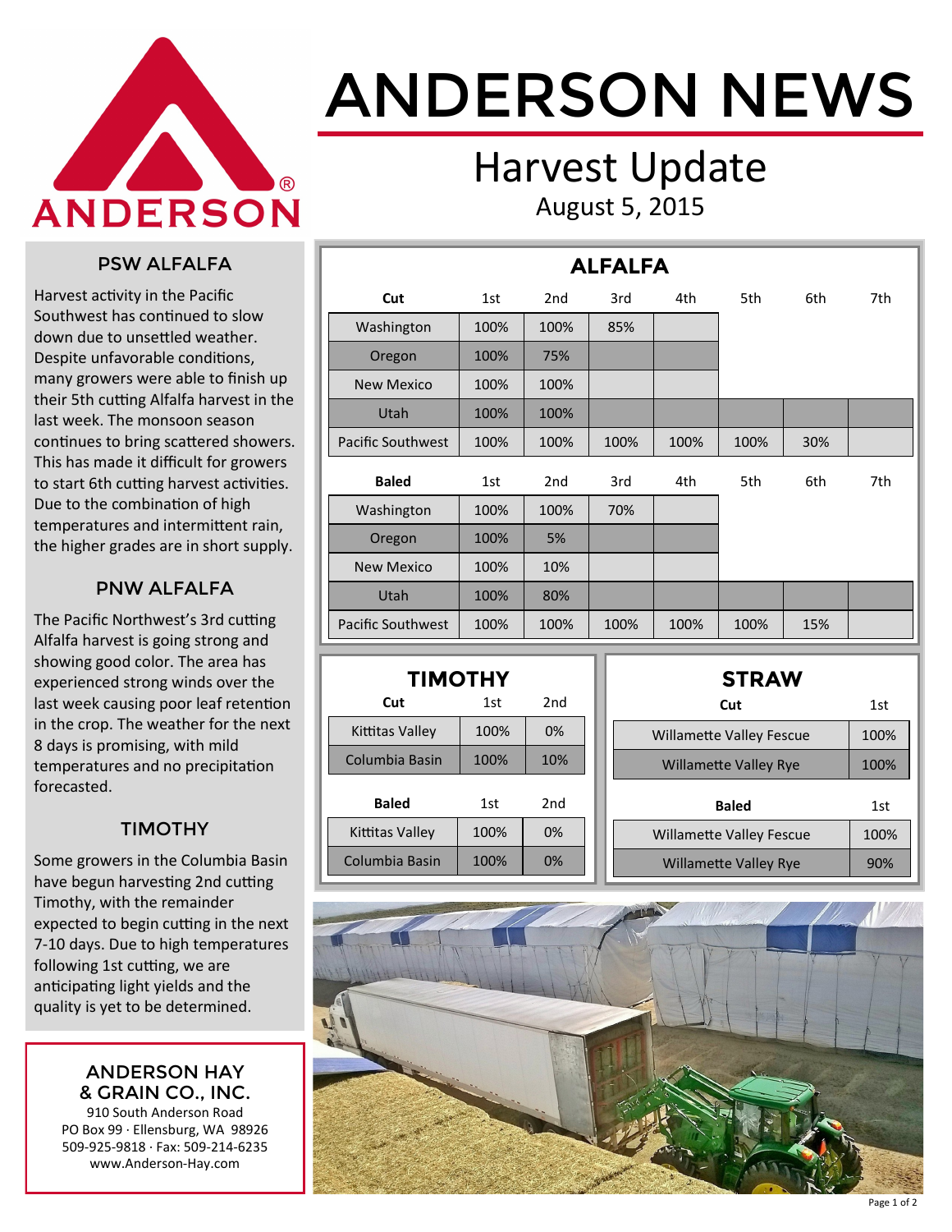# ANDERSON NEWS

## Harvest Update

August 5, 2015

### PSW ALFALFA

Harvest activity in the Pacific Southwest has continued to slow down due to unsettled weather. Despite unfavorable conditions, many growers were able to finish up their 5th cutting Alfalfa harvest in the last week. The monsoon season continues to bring scattered showers. This has made it difficult for growers to start 6th cutting harvest activities. Due to the combination of high temperatures and intermittent rain, the higher grades are in short supply.

### PNW ALFALFA

The Pacific Northwest's 3rd cutting Alfalfa harvest is going strong and showing good color. The area has experienced strong winds over the last week causing poor leaf retention in the crop. The weather for the next 8 days is promising, with mild temperatures and no precipitation forecasted.

### TIMOTHY

Some growers in the Columbia Basin have begun harvesting 2nd cutting Timothy, with the remainder expected to begin cutting in the next 7-10 days. Due to high temperatures following 1st cutting, we are anticipating light yields and the quality is yet to be determined.

### ALFALFA

| **Cut** | 1st | 2nd | 3rd | 4th | 5th | 6th | 7th |
|---|---|---|---|---|---|---|---|
| Washington | 100% | 100% | 85% | | | | |
| Oregon | 100% | 75% | | | | | |
| New Mexico | 100% | 100% | | | | | |
| Utah | 100% | 100% | | | | | |
| Pacific Southwest | 100% | 100% | 100% | 100% | 100% | 30% | |

| **Baled** | 1st | 2nd | 3rd | 4th | 5th | 6th | 7th |
|---|---|---|---|---|---|---|---|
| Washington | 100% | 100% | 70% | | | | |
| Oregon | 100% | 5% | | | | | |
| New Mexico | 100% | 10% | | | | | |
| Utah | 100% | 80% | | | | | |
| Pacific Southwest | 100% | 100% | 100% | 100% | 100% | 15% | |

### TIMOTHY

| **Cut** | 1st | 2nd |
|---|---|---|
| Kittitas Valley | 100% | 0% |
| Columbia Basin | 100% | 10% |

| **Baled** | 1st | 2nd |
|---|---|---|
| Kittitas Valley | 100% | 0% |
| Columbia Basin | 100% | 0% |

### STRAW

| **Cut** | 1st |
|---|---|
| Willamette Valley Fescue | 100% |
| Willamette Valley Rye | 100% |

| **Baled** | 1st |
|---|---|
| Willamette Valley Fescue | 100% |
| Willamette Valley Rye | 90% |

**ANDERSON HAY & GRAIN CO., INC.**
910 South Anderson Road
PO Box 99 · Ellensburg, WA 98926
509-925-9818 · Fax: 509-214-6235
www.Anderson-Hay.com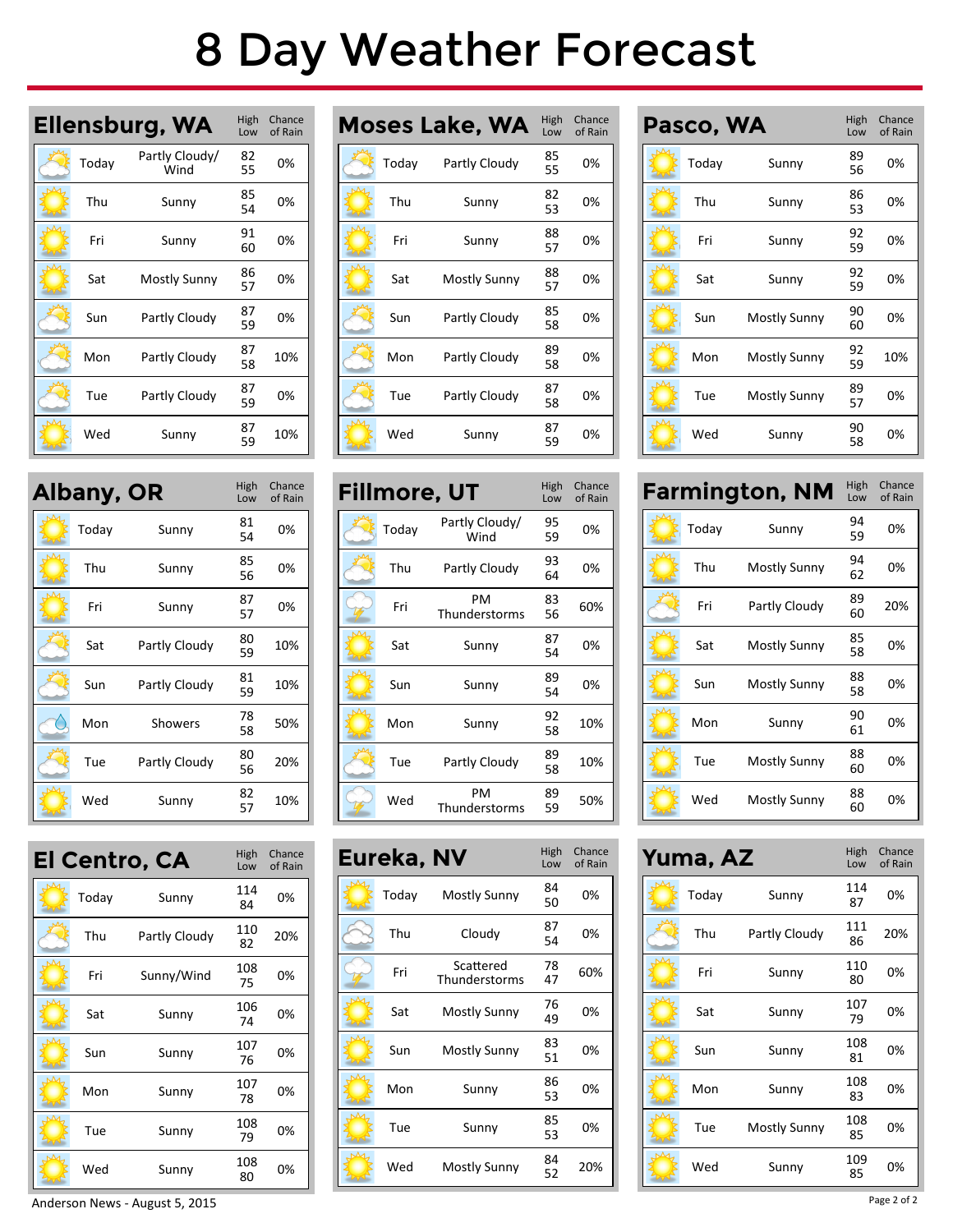# 8 Day Weather Forecast

## Ellensburg, WA

| Day | Forecast | High | Low | Chance of Rain |
|---|---|---|---|---|
| Today | Partly Cloudy/ Wind | 82 | 55 | 0% |
| Thu | Sunny | 85 | 54 | 0% |
| Fri | Sunny | 91 | 60 | 0% |
| Sat | Mostly Sunny | 86 | 57 | 0% |
| Sun | Partly Cloudy | 87 | 59 | 0% |
| Mon | Partly Cloudy | 87 | 58 | 10% |
| Tue | Partly Cloudy | 87 | 59 | 0% |
| Wed | Sunny | 87 | 59 | 10% |

## Moses Lake, WA

| Day | Forecast | High | Low | Chance of Rain |
|---|---|---|---|---|
| Today | Partly Cloudy | 85 | 55 | 0% |
| Thu | Sunny | 82 | 53 | 0% |
| Fri | Sunny | 88 | 57 | 0% |
| Sat | Mostly Sunny | 88 | 57 | 0% |
| Sun | Partly Cloudy | 85 | 58 | 0% |
| Mon | Partly Cloudy | 89 | 58 | 0% |
| Tue | Partly Cloudy | 87 | 58 | 0% |
| Wed | Sunny | 87 | 59 | 0% |

## Pasco, WA

| Day | Forecast | High | Low | Chance of Rain |
|---|---|---|---|---|
| Today | Sunny | 89 | 56 | 0% |
| Thu | Sunny | 86 | 53 | 0% |
| Fri | Sunny | 92 | 59 | 0% |
| Sat | Sunny | 92 | 59 | 0% |
| Sun | Mostly Sunny | 90 | 60 | 0% |
| Mon | Mostly Sunny | 92 | 59 | 10% |
| Tue | Mostly Sunny | 89 | 57 | 0% |
| Wed | Sunny | 90 | 58 | 0% |

## Albany, OR

| Day | Forecast | High | Low | Chance of Rain |
|---|---|---|---|---|
| Today | Sunny | 81 | 54 | 0% |
| Thu | Sunny | 85 | 56 | 0% |
| Fri | Sunny | 87 | 57 | 0% |
| Sat | Partly Cloudy | 80 | 59 | 10% |
| Sun | Partly Cloudy | 81 | 59 | 10% |
| Mon | Showers | 78 | 58 | 50% |
| Tue | Partly Cloudy | 80 | 56 | 20% |
| Wed | Sunny | 82 | 57 | 10% |

## Fillmore, UT

| Day | Forecast | High | Low | Chance of Rain |
|---|---|---|---|---|
| Today | Partly Cloudy/ Wind | 95 | 59 | 0% |
| Thu | Partly Cloudy | 93 | 64 | 0% |
| Fri | PM Thunderstorms | 83 | 56 | 60% |
| Sat | Sunny | 87 | 54 | 0% |
| Sun | Sunny | 89 | 54 | 0% |
| Mon | Sunny | 92 | 58 | 10% |
| Tue | Partly Cloudy | 89 | 58 | 10% |
| Wed | PM Thunderstorms | 89 | 59 | 50% |

## Farmington, NM

| Day | Forecast | High | Low | Chance of Rain |
|---|---|---|---|---|
| Today | Sunny | 94 | 59 | 0% |
| Thu | Mostly Sunny | 94 | 62 | 0% |
| Fri | Partly Cloudy | 89 | 60 | 20% |
| Sat | Mostly Sunny | 85 | 58 | 0% |
| Sun | Mostly Sunny | 88 | 58 | 0% |
| Mon | Sunny | 90 | 61 | 0% |
| Tue | Mostly Sunny | 88 | 60 | 0% |
| Wed | Mostly Sunny | 88 | 60 | 0% |

## El Centro, CA

| Day | Forecast | High | Low | Chance of Rain |
|---|---|---|---|---|
| Today | Sunny | 114 | 84 | 0% |
| Thu | Partly Cloudy | 110 | 82 | 20% |
| Fri | Sunny/Wind | 108 | 75 | 0% |
| Sat | Sunny | 106 | 74 | 0% |
| Sun | Sunny | 107 | 76 | 0% |
| Mon | Sunny | 107 | 78 | 0% |
| Tue | Sunny | 108 | 79 | 0% |
| Wed | Sunny | 108 | 80 | 0% |

## Eureka, NV

| Day | Forecast | High | Low | Chance of Rain |
|---|---|---|---|---|
| Today | Mostly Sunny | 84 | 50 | 0% |
| Thu | Cloudy | 87 | 54 | 0% |
| Fri | Scattered Thunderstorms | 78 | 47 | 60% |
| Sat | Mostly Sunny | 76 | 49 | 0% |
| Sun | Mostly Sunny | 83 | 51 | 0% |
| Mon | Sunny | 86 | 53 | 0% |
| Tue | Sunny | 85 | 53 | 0% |
| Wed | Mostly Sunny | 84 | 52 | 20% |

## Yuma, AZ

| Day | Forecast | High | Low | Chance of Rain |
|---|---|---|---|---|
| Today | Sunny | 114 | 87 | 0% |
| Thu | Partly Cloudy | 111 | 86 | 20% |
| Fri | Sunny | 110 | 80 | 0% |
| Sat | Sunny | 107 | 79 | 0% |
| Sun | Sunny | 108 | 81 | 0% |
| Mon | Sunny | 108 | 83 | 0% |
| Tue | Mostly Sunny | 108 | 85 | 0% |
| Wed | Sunny | 109 | 85 | 0% |

Anderson News - August 5, 2015